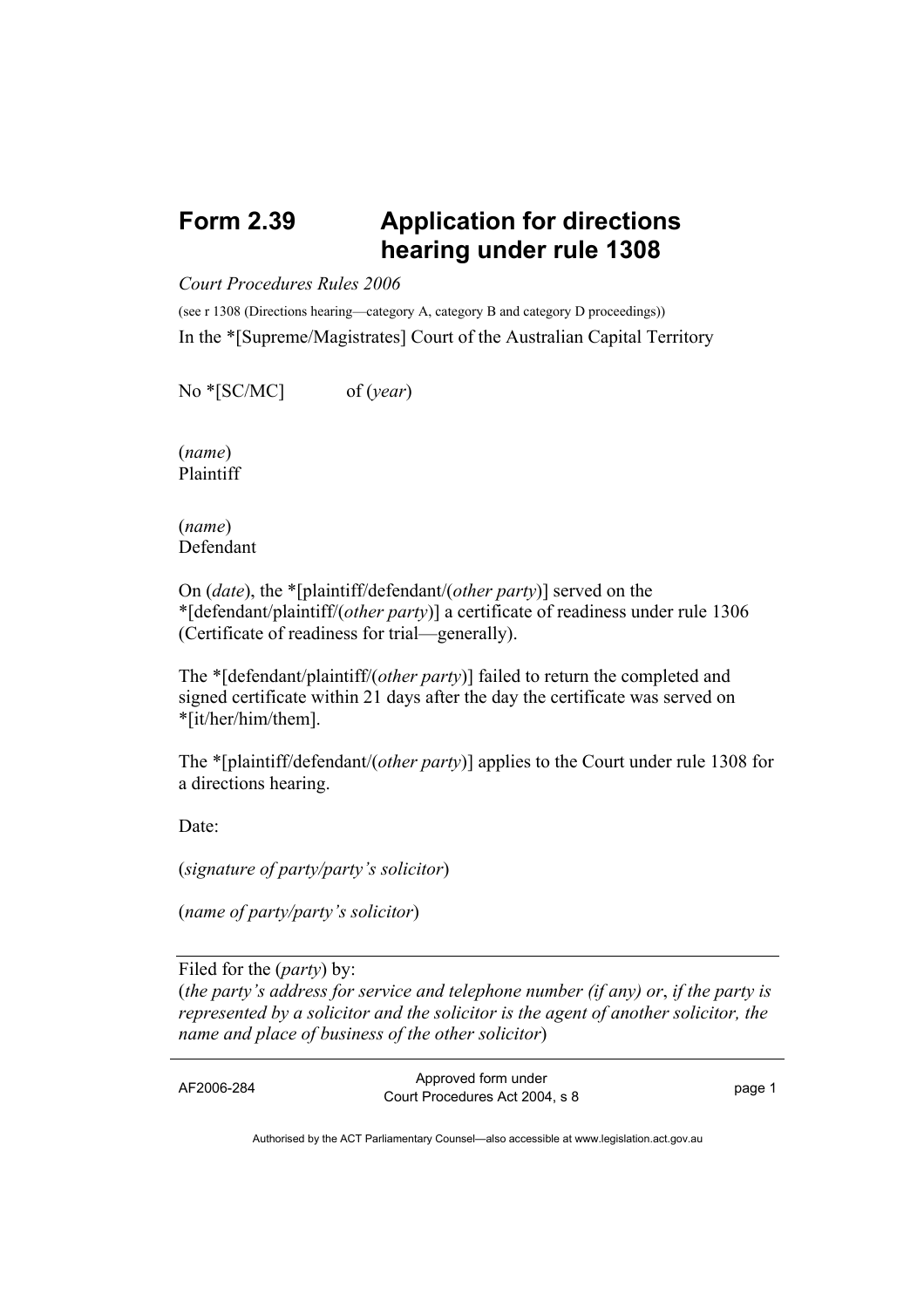# Form 2.39 Application for directions hearing under rule 1308

*Court Procedures Rules 2006*

(see r 1308 (Directions hearing—category A, category B and category D proceedings))

In the *[Supreme/Magistrates] Court of the Australian Capital Territory

No *[SC/MC] of (*year*)

(*name*)
Plaintiff

(*name*)
Defendant

On (*date*), the *[plaintiff/defendant/(*other party*)] served on the *[defendant/plaintiff/(*other party*)] a certificate of readiness under rule 1306 (Certificate of readiness for trial—generally).

The *[defendant/plaintiff/(*other party*)] failed to return the completed and signed certificate within 21 days after the day the certificate was served on *[it/her/him/them].

The *[plaintiff/defendant/(*other party*)] applies to the Court under rule 1308 for a directions hearing.

Date:

(*signature of party/party's solicitor*)

(*name of party/party's solicitor*)

---

Filed for the (*party*) by:
(*the party's address for service and telephone number (if any) or*, *if the party is represented by a solicitor and the solicitor is the agent of another solicitor, the name and place of business of the other solicitor*)

---

AF2006-284 Approved form under Court Procedures Act 2004, s 8

Authorised by the ACT Parliamentary Counsel—also accessible at www.legislation.act.gov.au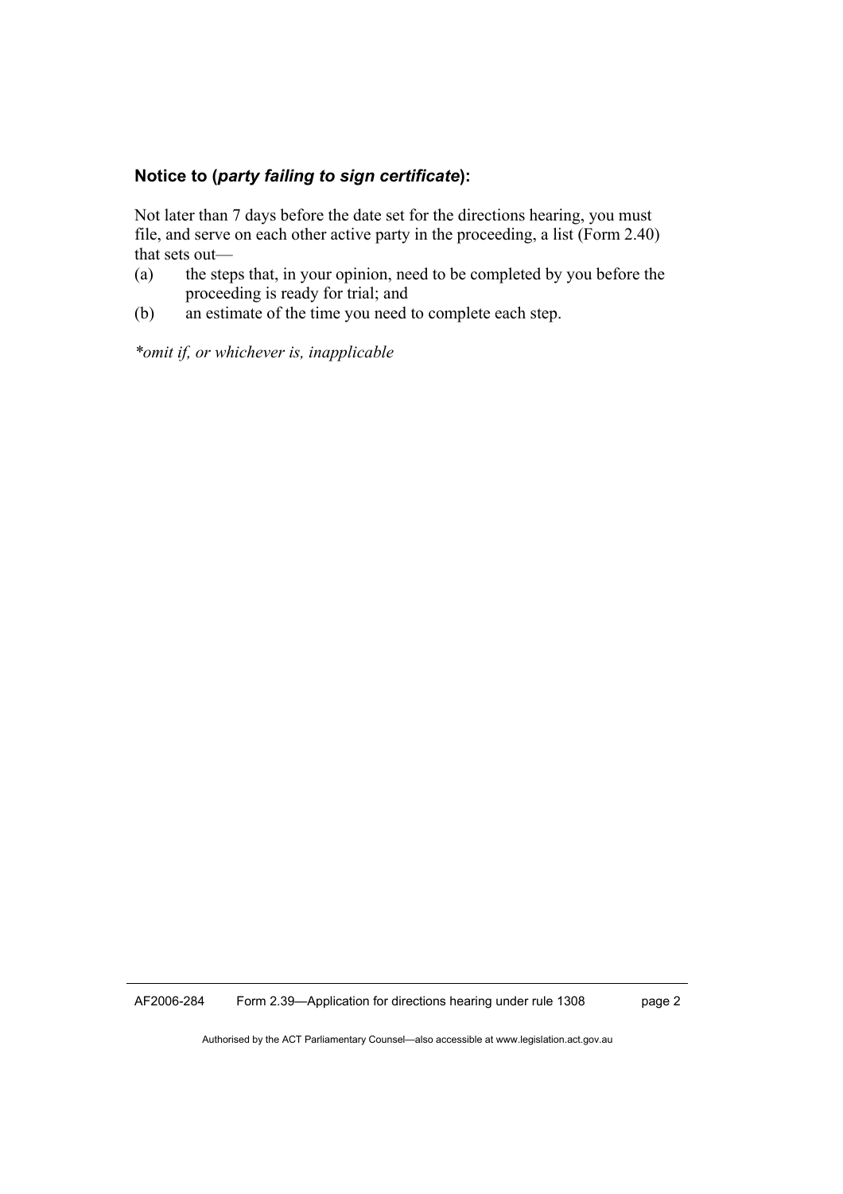**Notice to (*party failing to sign certificate*):**

Not later than 7 days before the date set for the directions hearing, you must file, and serve on each other active party in the proceeding, a list (Form 2.40) that sets out—

(a) the steps that, in your opinion, need to be completed by you before the proceeding is ready for trial; and

(b) an estimate of the time you need to complete each step.

**omit if, or whichever is, inapplicable*